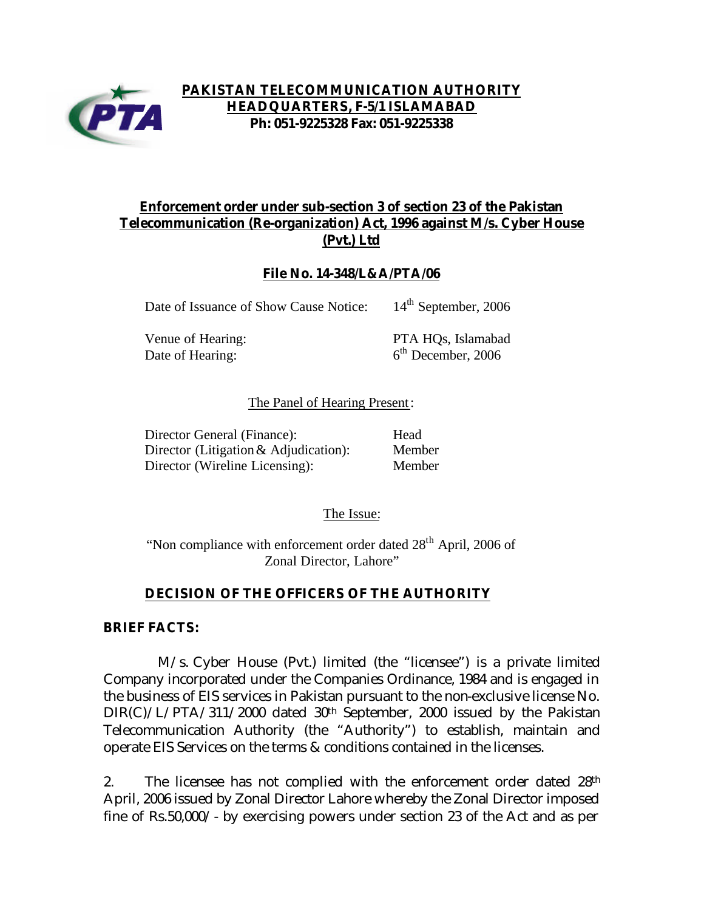**PAKISTAN TELECOMMUNICATION AUTHORITY**
**HEADQUARTERS, F-5/1 ISLAMABAD**
**Ph: 051-9225328 Fax: 051-9225338**

## Enforcement order under sub-section 3 of section 23 of the Pakistan Telecommunication (Re-organization) Act, 1996 against M/s. Cyber House (Pvt.) Ltd

### File No. 14-348/L&A/PTA/06

| | |
|---|---|
| Date of Issuance of Show Cause Notice: | 14th September, 2006 |
| Venue of Hearing: | PTA HQs, Islamabad |
| Date of Hearing: | 6th December, 2006 |

The Panel of Hearing Present:

| | |
|---|---|
| Director General (Finance): | Head |
| Director (Litigation & Adjudication): | Member |
| Director (Wireline Licensing): | Member |

The Issue:

"Non compliance with enforcement order dated 28th April, 2006 of Zonal Director, Lahore"

## DECISION OF THE OFFICERS OF THE AUTHORITY

**BRIEF FACTS:**

M/s. Cyber House (Pvt.) limited (the "licensee") is a private limited Company incorporated under the Companies Ordinance, 1984 and is engaged in the business of EIS services in Pakistan pursuant to the non-exclusive license No. DIR(C)/L/PTA/311/2000 dated 30th September, 2000 issued by the Pakistan Telecommunication Authority (the "Authority") to establish, maintain and operate EIS Services on the terms & conditions contained in the licenses.

2. The licensee has not complied with the enforcement order dated 28th April, 2006 issued by Zonal Director Lahore whereby the Zonal Director imposed fine of Rs.50,000/- by exercising powers under section 23 of the Act and as per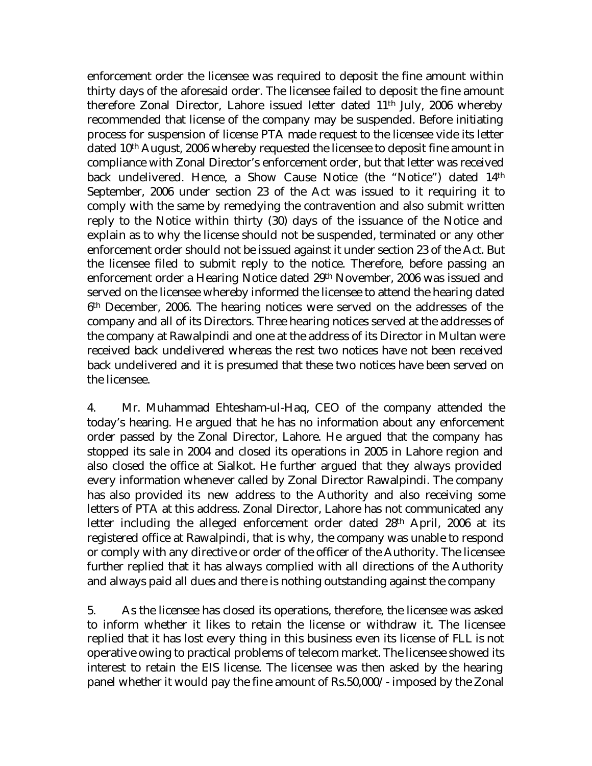enforcement order the licensee was required to deposit the fine amount within thirty days of the aforesaid order. The licensee failed to deposit the fine amount therefore Zonal Director, Lahore issued letter dated 11th July, 2006 whereby recommended that license of the company may be suspended. Before initiating process for suspension of license PTA made request to the licensee vide its letter dated 10th August, 2006 whereby requested the licensee to deposit fine amount in compliance with Zonal Director's enforcement order, but that letter was received back undelivered. Hence, a Show Cause Notice (the "Notice") dated 14th September, 2006 under section 23 of the Act was issued to it requiring it to comply with the same by remedying the contravention and also submit written reply to the Notice within thirty (30) days of the issuance of the Notice and explain as to why the license should not be suspended, terminated or any other enforcement order should not be issued against it under section 23 of the Act. But the licensee filed to submit reply to the notice. Therefore, before passing an enforcement order a Hearing Notice dated 29th November, 2006 was issued and served on the licensee whereby informed the licensee to attend the hearing dated 6th December, 2006. The hearing notices were served on the addresses of the company and all of its Directors. Three hearing notices served at the addresses of the company at Rawalpindi and one at the address of its Director in Multan were received back undelivered whereas the rest two notices have not been received back undelivered and it is presumed that these two notices have been served on the licensee.

4. Mr. Muhammad Ehtesham-ul-Haq, CEO of the company attended the today's hearing. He argued that he has no information about any enforcement order passed by the Zonal Director, Lahore. He argued that the company has stopped its sale in 2004 and closed its operations in 2005 in Lahore region and also closed the office at Sialkot. He further argued that they always provided every information whenever called by Zonal Director Rawalpindi. The company has also provided its new address to the Authority and also receiving some letters of PTA at this address. Zonal Director, Lahore has not communicated any letter including the alleged enforcement order dated 28th April, 2006 at its registered office at Rawalpindi, that is why, the company was unable to respond or comply with any directive or order of the officer of the Authority. The licensee further replied that it has always complied with all directions of the Authority and always paid all dues and there is nothing outstanding against the company

5. As the licensee has closed its operations, therefore, the licensee was asked to inform whether it likes to retain the license or withdraw it. The licensee replied that it has lost every thing in this business even its license of FLL is not operative owing to practical problems of telecom market. The licensee showed its interest to retain the EIS license. The licensee was then asked by the hearing panel whether it would pay the fine amount of Rs.50,000/- imposed by the Zonal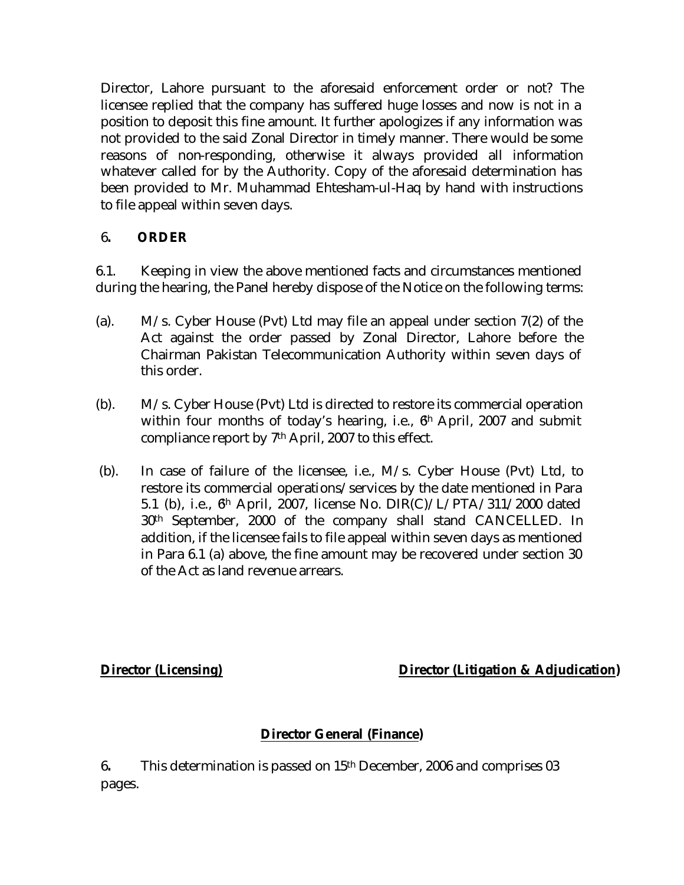Director, Lahore pursuant to the aforesaid enforcement order or not? The licensee replied that the company has suffered huge losses and now is not in a position to deposit this fine amount. It further apologizes if any information was not provided to the said Zonal Director in timely manner. There would be some reasons of non-responding, otherwise it always provided all information whatever called for by the Authority. Copy of the aforesaid determination has been provided to Mr. Muhammad Ehtesham-ul-Haq by hand with instructions to file appeal within seven days.

## 6. ORDER

6.1. Keeping in view the above mentioned facts and circumstances mentioned during the hearing, the Panel hereby dispose of the Notice on the following terms:

(a). M/s. Cyber House (Pvt) Ltd may file an appeal under section 7(2) of the Act against the order passed by Zonal Director, Lahore before the Chairman Pakistan Telecommunication Authority within seven days of this order.

(b). M/s. Cyber House (Pvt) Ltd is directed to restore its commercial operation within four months of today's hearing, i.e., 6th April, 2007 and submit compliance report by 7th April, 2007 to this effect.

(b). In case of failure of the licensee, i.e., M/s. Cyber House (Pvt) Ltd, to restore its commercial operations/services by the date mentioned in Para 5.1 (b), i.e., 6th April, 2007, license No. DIR(C)/L/PTA/311/2000 dated 30th September, 2000 of the company shall stand CANCELLED. In addition, if the licensee fails to file appeal within seven days as mentioned in Para 6.1 (a) above, the fine amount may be recovered under section 30 of the Act as land revenue arrears.

**Director (Licensing)** **Director (Litigation & Adjudication)**

**Director General (Finance)**

6. This determination is passed on 15th December, 2006 and comprises 03 pages.